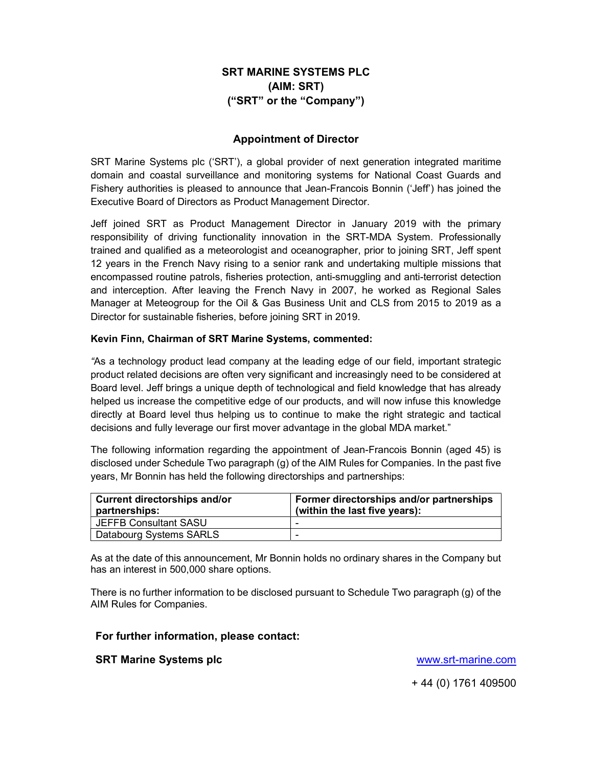# SRT MARINE SYSTEMS PLC
# (AIM: SRT)
# ("SRT" or the "Company")

## Appointment of Director

SRT Marine Systems plc ('SRT'), a global provider of next generation integrated maritime domain and coastal surveillance and monitoring systems for National Coast Guards and Fishery authorities is pleased to announce that Jean-Francois Bonnin ('Jeff') has joined the Executive Board of Directors as Product Management Director.

Jeff joined SRT as Product Management Director in January 2019 with the primary responsibility of driving functionality innovation in the SRT-MDA System. Professionally trained and qualified as a meteorologist and oceanographer, prior to joining SRT, Jeff spent 12 years in the French Navy rising to a senior rank and undertaking multiple missions that encompassed routine patrols, fisheries protection, anti-smuggling and anti-terrorist detection and interception. After leaving the French Navy in 2007, he worked as Regional Sales Manager at Meteogroup for the Oil & Gas Business Unit and CLS from 2015 to 2019 as a Director for sustainable fisheries, before joining SRT in 2019.

**Kevin Finn, Chairman of SRT Marine Systems, commented:**

*"*As a technology product lead company at the leading edge of our field, important strategic product related decisions are often very significant and increasingly need to be considered at Board level. Jeff brings a unique depth of technological and field knowledge that has already helped us increase the competitive edge of our products, and will now infuse this knowledge directly at Board level thus helping us to continue to make the right strategic and tactical decisions and fully leverage our first mover advantage in the global MDA market."

The following information regarding the appointment of Jean-Francois Bonnin (aged 45) is disclosed under Schedule Two paragraph (g) of the AIM Rules for Companies. In the past five years, Mr Bonnin has held the following directorships and partnerships:

| Current directorships and/or partnerships: | Former directorships and/or partnerships (within the last five years): |
| --- | --- |
| JEFFB Consultant SASU | - |
| Databourg Systems SARLS | - |

As at the date of this announcement, Mr Bonnin holds no ordinary shares in the Company but has an interest in 500,000 share options.

There is no further information to be disclosed pursuant to Schedule Two paragraph (g) of the AIM Rules for Companies.

### For further information, please contact:

**SRT Marine Systems plc** www.srt-marine.com

+ 44 (0) 1761 409500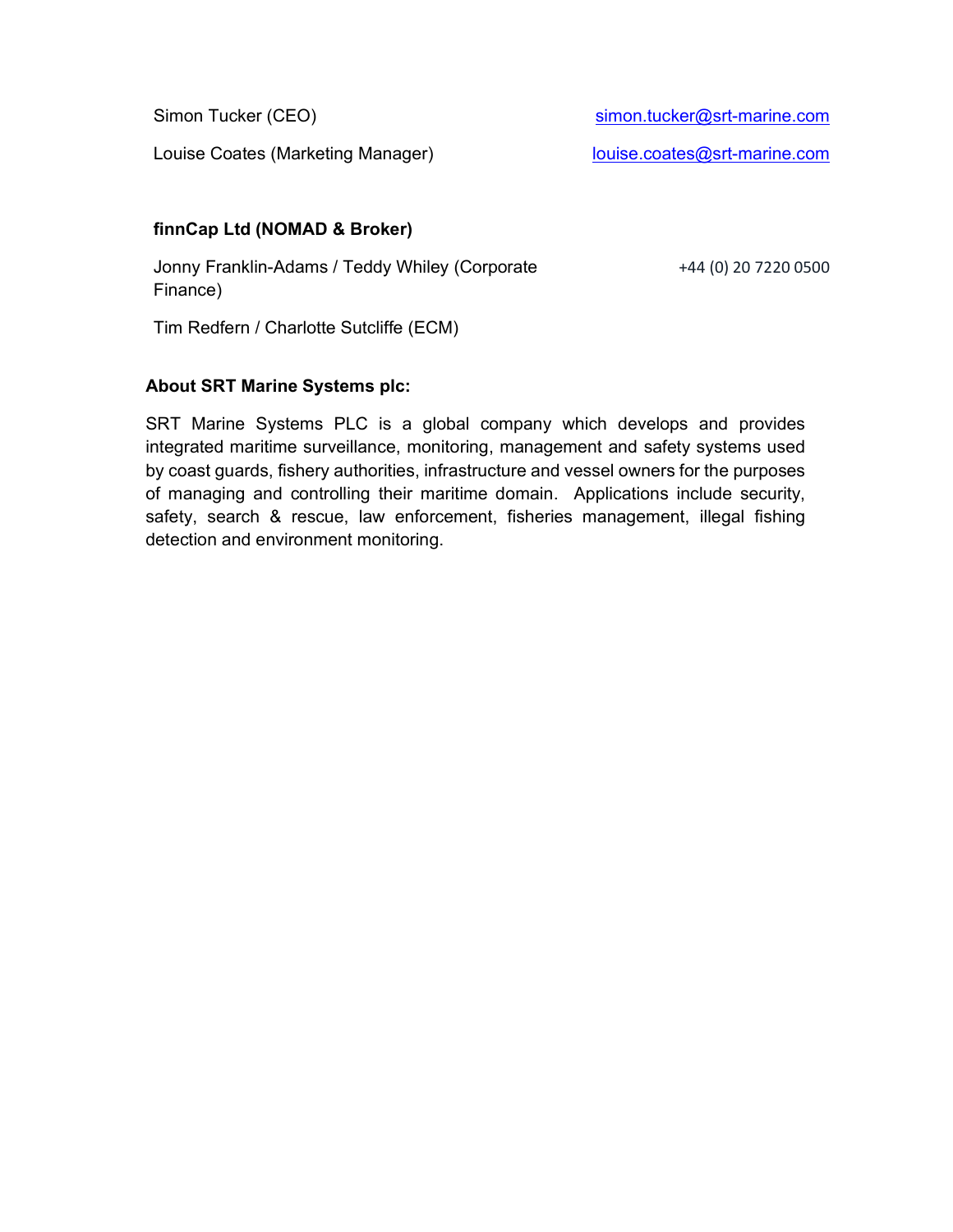| | |
|---|---|
| Simon Tucker (CEO) | simon.tucker@srt-marine.com |
| Louise Coates (Marketing Manager) | louise.coates@srt-marine.com |

**finnCap Ltd (NOMAD & Broker)**

| | |
|---|---|
| Jonny Franklin-Adams / Teddy Whiley (Corporate Finance) | +44 (0) 20 7220 0500 |
| Tim Redfern / Charlotte Sutcliffe (ECM) | |

**About SRT Marine Systems plc:**

SRT Marine Systems PLC is a global company which develops and provides integrated maritime surveillance, monitoring, management and safety systems used by coast guards, fishery authorities, infrastructure and vessel owners for the purposes of managing and controlling their maritime domain. Applications include security, safety, search & rescue, law enforcement, fisheries management, illegal fishing detection and environment monitoring.